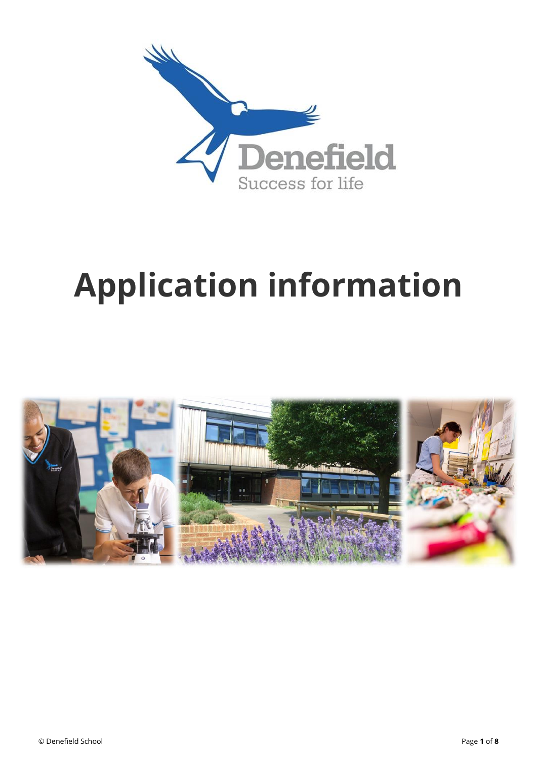Denefield

Success for life

# Application information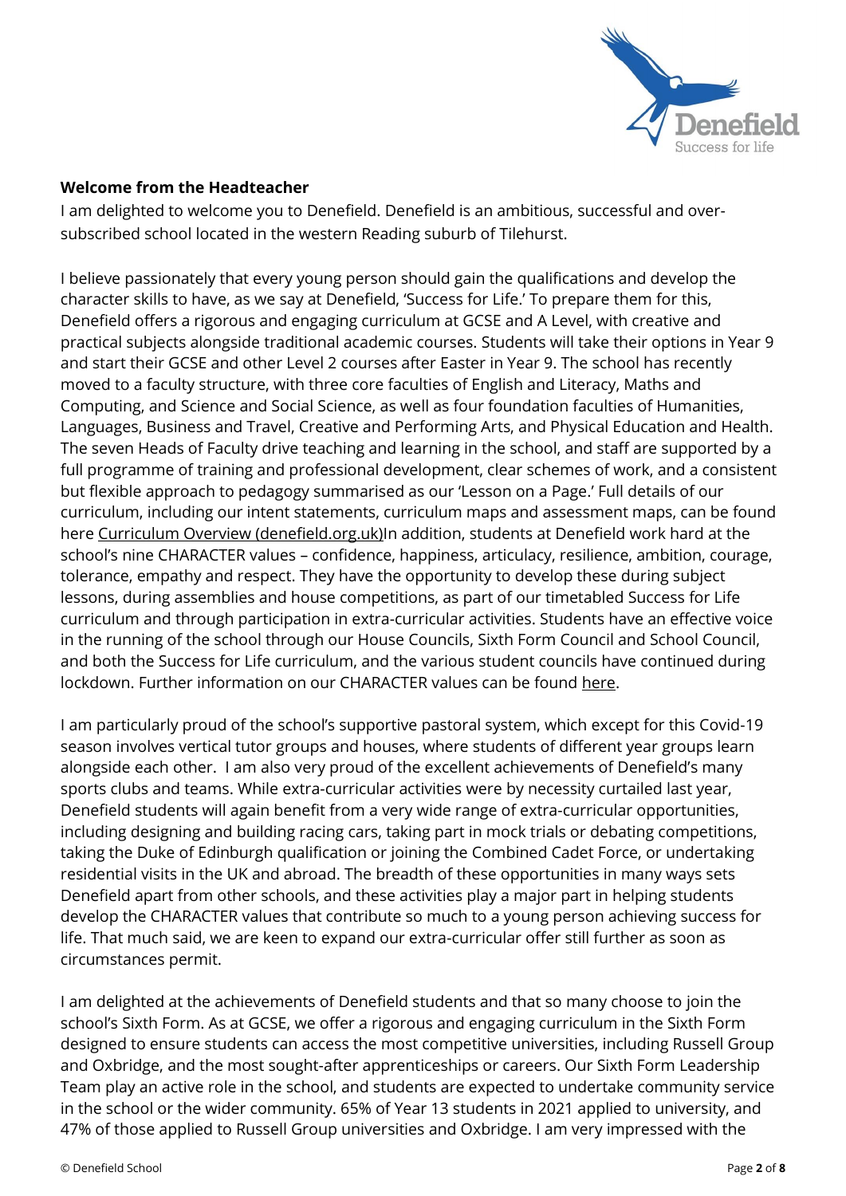**Welcome from the Headteacher**

I am delighted to welcome you to Denefield. Denefield is an ambitious, successful and over-subscribed school located in the western Reading suburb of Tilehurst.

I believe passionately that every young person should gain the qualifications and develop the character skills to have, as we say at Denefield, 'Success for Life.' To prepare them for this, Denefield offers a rigorous and engaging curriculum at GCSE and A Level, with creative and practical subjects alongside traditional academic courses. Students will take their options in Year 9 and start their GCSE and other Level 2 courses after Easter in Year 9. The school has recently moved to a faculty structure, with three core faculties of English and Literacy, Maths and Computing, and Science and Social Science, as well as four foundation faculties of Humanities, Languages, Business and Travel, Creative and Performing Arts, and Physical Education and Health. The seven Heads of Faculty drive teaching and learning in the school, and staff are supported by a full programme of training and professional development, clear schemes of work, and a consistent but flexible approach to pedagogy summarised as our 'Lesson on a Page.' Full details of our curriculum, including our intent statements, curriculum maps and assessment maps, can be found here Curriculum Overview (denefield.org.uk)In addition, students at Denefield work hard at the school's nine CHARACTER values – confidence, happiness, articulacy, resilience, ambition, courage, tolerance, empathy and respect. They have the opportunity to develop these during subject lessons, during assemblies and house competitions, as part of our timetabled Success for Life curriculum and through participation in extra-curricular activities. Students have an effective voice in the running of the school through our House Councils, Sixth Form Council and School Council, and both the Success for Life curriculum, and the various student councils have continued during lockdown. Further information on our CHARACTER values can be found here.

I am particularly proud of the school's supportive pastoral system, which except for this Covid-19 season involves vertical tutor groups and houses, where students of different year groups learn alongside each other. I am also very proud of the excellent achievements of Denefield's many sports clubs and teams. While extra-curricular activities were by necessity curtailed last year, Denefield students will again benefit from a very wide range of extra-curricular opportunities, including designing and building racing cars, taking part in mock trials or debating competitions, taking the Duke of Edinburgh qualification or joining the Combined Cadet Force, or undertaking residential visits in the UK and abroad. The breadth of these opportunities in many ways sets Denefield apart from other schools, and these activities play a major part in helping students develop the CHARACTER values that contribute so much to a young person achieving success for life. That much said, we are keen to expand our extra-curricular offer still further as soon as circumstances permit.

I am delighted at the achievements of Denefield students and that so many choose to join the school's Sixth Form. As at GCSE, we offer a rigorous and engaging curriculum in the Sixth Form designed to ensure students can access the most competitive universities, including Russell Group and Oxbridge, and the most sought-after apprenticeships or careers. Our Sixth Form Leadership Team play an active role in the school, and students are expected to undertake community service in the school or the wider community. 65% of Year 13 students in 2021 applied to university, and 47% of those applied to Russell Group universities and Oxbridge. I am very impressed with the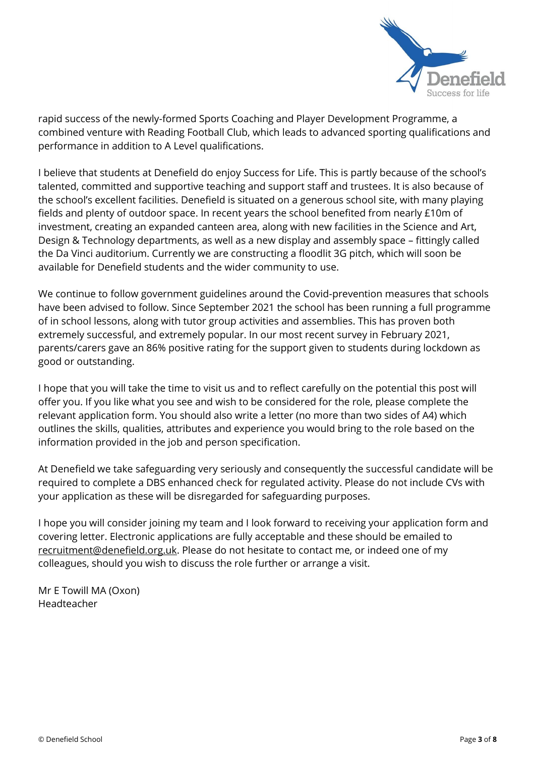rapid success of the newly-formed Sports Coaching and Player Development Programme, a combined venture with Reading Football Club, which leads to advanced sporting qualifications and performance in addition to A Level qualifications.

I believe that students at Denefield do enjoy Success for Life. This is partly because of the school's talented, committed and supportive teaching and support staff and trustees. It is also because of the school's excellent facilities. Denefield is situated on a generous school site, with many playing fields and plenty of outdoor space. In recent years the school benefited from nearly £10m of investment, creating an expanded canteen area, along with new facilities in the Science and Art, Design & Technology departments, as well as a new display and assembly space – fittingly called the Da Vinci auditorium. Currently we are constructing a floodlit 3G pitch, which will soon be available for Denefield students and the wider community to use.

We continue to follow government guidelines around the Covid-prevention measures that schools have been advised to follow. Since September 2021 the school has been running a full programme of in school lessons, along with tutor group activities and assemblies. This has proven both extremely successful, and extremely popular. In our most recent survey in February 2021, parents/carers gave an 86% positive rating for the support given to students during lockdown as good or outstanding.

I hope that you will take the time to visit us and to reflect carefully on the potential this post will offer you. If you like what you see and wish to be considered for the role, please complete the relevant application form. You should also write a letter (no more than two sides of A4) which outlines the skills, qualities, attributes and experience you would bring to the role based on the information provided in the job and person specification.

At Denefield we take safeguarding very seriously and consequently the successful candidate will be required to complete a DBS enhanced check for regulated activity. Please do not include CVs with your application as these will be disregarded for safeguarding purposes.

I hope you will consider joining my team and I look forward to receiving your application form and covering letter. Electronic applications are fully acceptable and these should be emailed to recruitment@denefield.org.uk. Please do not hesitate to contact me, or indeed one of my colleagues, should you wish to discuss the role further or arrange a visit.

Mr E Towill MA (Oxon)
Headteacher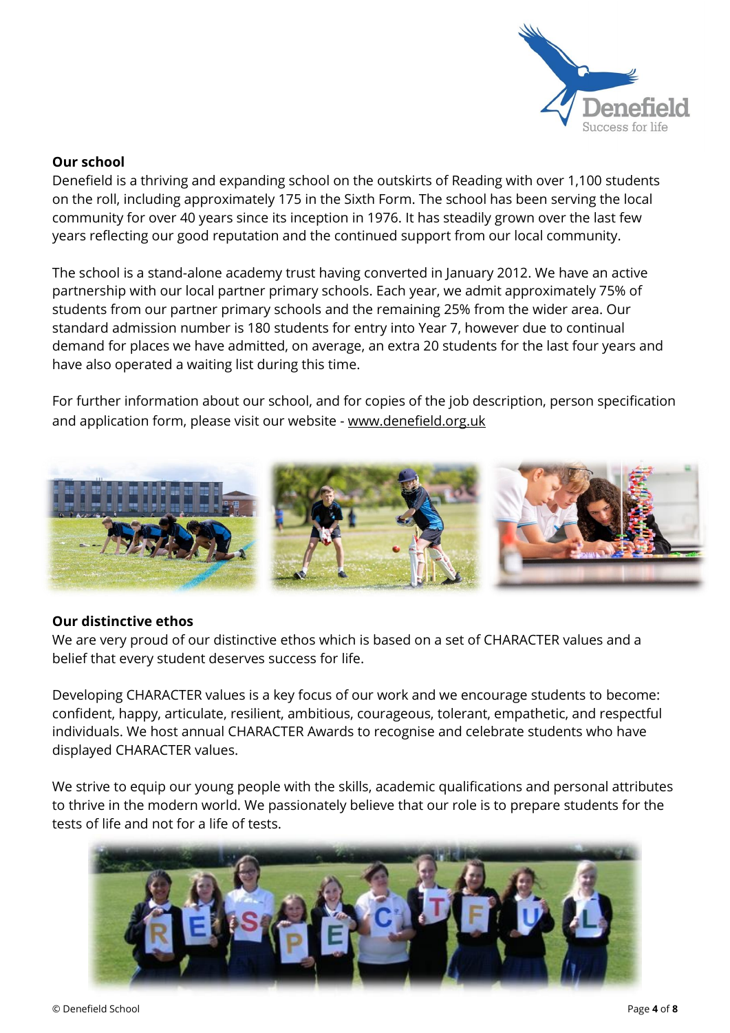## Our school

Denefield is a thriving and expanding school on the outskirts of Reading with over 1,100 students on the roll, including approximately 175 in the Sixth Form. The school has been serving the local community for over 40 years since its inception in 1976. It has steadily grown over the last few years reflecting our good reputation and the continued support from our local community.

The school is a stand-alone academy trust having converted in January 2012. We have an active partnership with our local partner primary schools. Each year, we admit approximately 75% of students from our partner primary schools and the remaining 25% from the wider area. Our standard admission number is 180 students for entry into Year 7, however due to continual demand for places we have admitted, on average, an extra 20 students for the last four years and have also operated a waiting list during this time.

For further information about our school, and for copies of the job description, person specification and application form, please visit our website - www.denefield.org.uk

## Our distinctive ethos

We are very proud of our distinctive ethos which is based on a set of CHARACTER values and a belief that every student deserves success for life.

Developing CHARACTER values is a key focus of our work and we encourage students to become: confident, happy, articulate, resilient, ambitious, courageous, tolerant, empathetic, and respectful individuals. We host annual CHARACTER Awards to recognise and celebrate students who have displayed CHARACTER values.

We strive to equip our young people with the skills, academic qualifications and personal attributes to thrive in the modern world. We passionately believe that our role is to prepare students for the tests of life and not for a life of tests.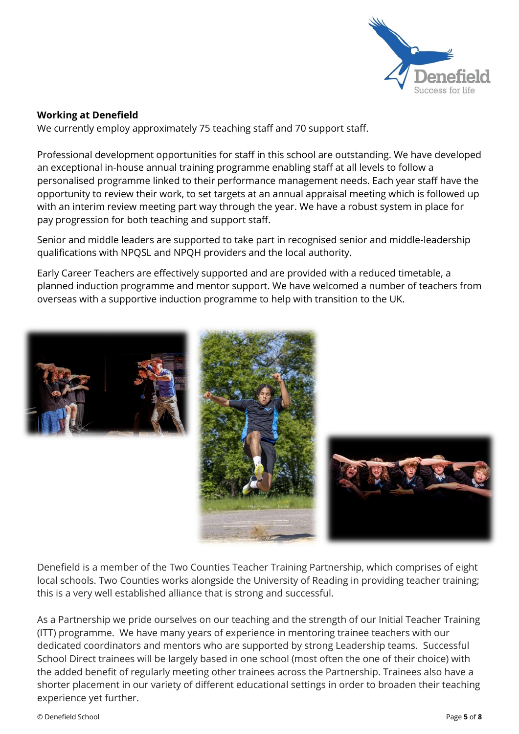**Working at Denefield**

We currently employ approximately 75 teaching staff and 70 support staff.

Professional development opportunities for staff in this school are outstanding. We have developed an exceptional in-house annual training programme enabling staff at all levels to follow a personalised programme linked to their performance management needs. Each year staff have the opportunity to review their work, to set targets at an annual appraisal meeting which is followed up with an interim review meeting part way through the year. We have a robust system in place for pay progression for both teaching and support staff.

Senior and middle leaders are supported to take part in recognised senior and middle-leadership qualifications with NPQSL and NPQH providers and the local authority.

Early Career Teachers are effectively supported and are provided with a reduced timetable, a planned induction programme and mentor support. We have welcomed a number of teachers from overseas with a supportive induction programme to help with transition to the UK.

Denefield is a member of the Two Counties Teacher Training Partnership, which comprises of eight local schools. Two Counties works alongside the University of Reading in providing teacher training; this is a very well established alliance that is strong and successful.

As a Partnership we pride ourselves on our teaching and the strength of our Initial Teacher Training (ITT) programme. We have many years of experience in mentoring trainee teachers with our dedicated coordinators and mentors who are supported by strong Leadership teams. Successful School Direct trainees will be largely based in one school (most often the one of their choice) with the added benefit of regularly meeting other trainees across the Partnership. Trainees also have a shorter placement in our variety of different educational settings in order to broaden their teaching experience yet further.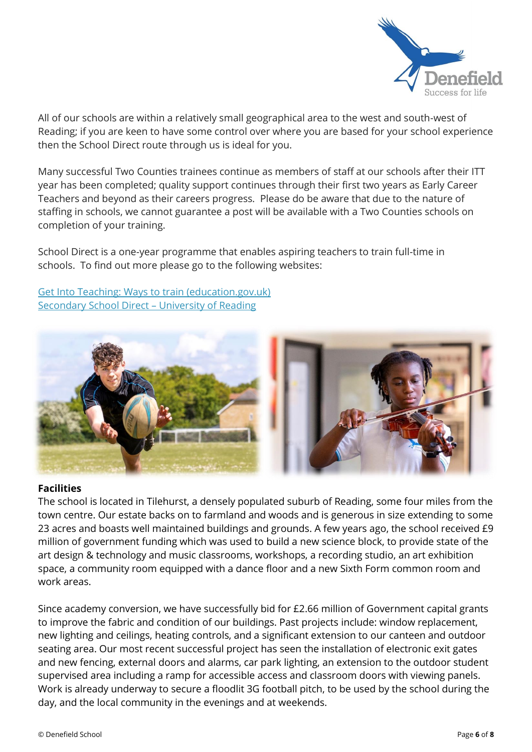All of our schools are within a relatively small geographical area to the west and south-west of Reading; if you are keen to have some control over where you are based for your school experience then the School Direct route through us is ideal for you.

Many successful Two Counties trainees continue as members of staff at our schools after their ITT year has been completed; quality support continues through their first two years as Early Career Teachers and beyond as their careers progress. Please do be aware that due to the nature of staffing in schools, we cannot guarantee a post will be available with a Two Counties schools on completion of your training.

School Direct is a one-year programme that enables aspiring teachers to train full-time in schools. To find out more please go to the following websites:

Get Into Teaching: Ways to train (education.gov.uk)
Secondary School Direct – University of Reading

**Facilities**

The school is located in Tilehurst, a densely populated suburb of Reading, some four miles from the town centre. Our estate backs on to farmland and woods and is generous in size extending to some 23 acres and boasts well maintained buildings and grounds. A few years ago, the school received £9 million of government funding which was used to build a new science block, to provide state of the art design & technology and music classrooms, workshops, a recording studio, an art exhibition space, a community room equipped with a dance floor and a new Sixth Form common room and work areas.

Since academy conversion, we have successfully bid for £2.66 million of Government capital grants to improve the fabric and condition of our buildings. Past projects include: window replacement, new lighting and ceilings, heating controls, and a significant extension to our canteen and outdoor seating area. Our most recent successful project has seen the installation of electronic exit gates and new fencing, external doors and alarms, car park lighting, an extension to the outdoor student supervised area including a ramp for accessible access and classroom doors with viewing panels. Work is already underway to secure a floodlit 3G football pitch, to be used by the school during the day, and the local community in the evenings and at weekends.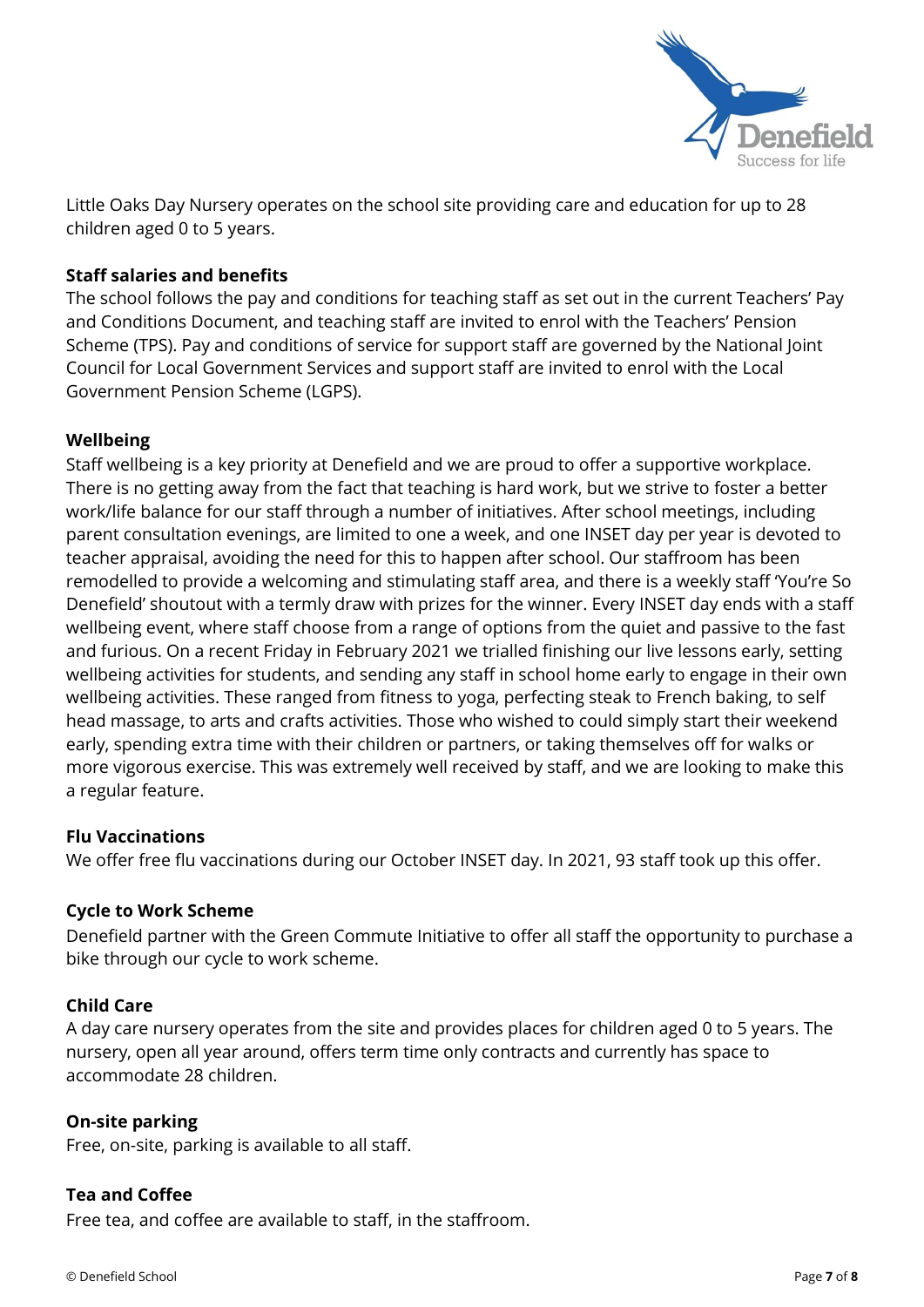Little Oaks Day Nursery operates on the school site providing care and education for up to 28 children aged 0 to 5 years.

**Staff salaries and benefits**

The school follows the pay and conditions for teaching staff as set out in the current Teachers' Pay and Conditions Document, and teaching staff are invited to enrol with the Teachers' Pension Scheme (TPS). Pay and conditions of service for support staff are governed by the National Joint Council for Local Government Services and support staff are invited to enrol with the Local Government Pension Scheme (LGPS).

**Wellbeing**

Staff wellbeing is a key priority at Denefield and we are proud to offer a supportive workplace. There is no getting away from the fact that teaching is hard work, but we strive to foster a better work/life balance for our staff through a number of initiatives. After school meetings, including parent consultation evenings, are limited to one a week, and one INSET day per year is devoted to teacher appraisal, avoiding the need for this to happen after school. Our staffroom has been remodelled to provide a welcoming and stimulating staff area, and there is a weekly staff 'You're So Denefield' shoutout with a termly draw with prizes for the winner. Every INSET day ends with a staff wellbeing event, where staff choose from a range of options from the quiet and passive to the fast and furious. On a recent Friday in February 2021 we trialled finishing our live lessons early, setting wellbeing activities for students, and sending any staff in school home early to engage in their own wellbeing activities. These ranged from fitness to yoga, perfecting steak to French baking, to self head massage, to arts and crafts activities. Those who wished to could simply start their weekend early, spending extra time with their children or partners, or taking themselves off for walks or more vigorous exercise. This was extremely well received by staff, and we are looking to make this a regular feature.

**Flu Vaccinations**

We offer free flu vaccinations during our October INSET day. In 2021, 93 staff took up this offer.

**Cycle to Work Scheme**

Denefield partner with the Green Commute Initiative to offer all staff the opportunity to purchase a bike through our cycle to work scheme.

**Child Care**

A day care nursery operates from the site and provides places for children aged 0 to 5 years. The nursery, open all year around, offers term time only contracts and currently has space to accommodate 28 children.

**On-site parking**

Free, on-site, parking is available to all staff.

**Tea and Coffee**

Free tea, and coffee are available to staff, in the staffroom.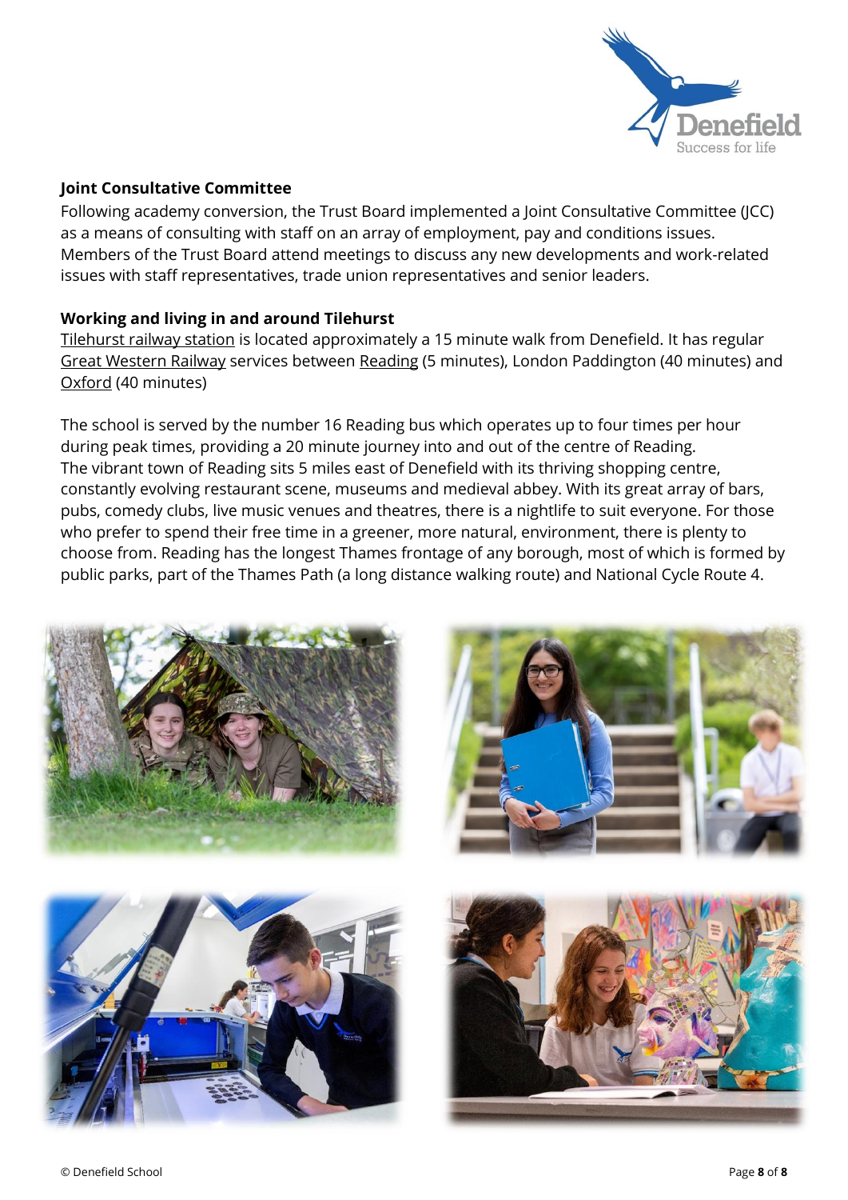### Joint Consultative Committee

Following academy conversion, the Trust Board implemented a Joint Consultative Committee (JCC) as a means of consulting with staff on an array of employment, pay and conditions issues. Members of the Trust Board attend meetings to discuss any new developments and work-related issues with staff representatives, trade union representatives and senior leaders.

### Working and living in and around Tilehurst

Tilehurst railway station is located approximately a 15 minute walk from Denefield. It has regular Great Western Railway services between Reading (5 minutes), London Paddington (40 minutes) and Oxford (40 minutes)

The school is served by the number 16 Reading bus which operates up to four times per hour during peak times, providing a 20 minute journey into and out of the centre of Reading. The vibrant town of Reading sits 5 miles east of Denefield with its thriving shopping centre, constantly evolving restaurant scene, museums and medieval abbey. With its great array of bars, pubs, comedy clubs, live music venues and theatres, there is a nightlife to suit everyone. For those who prefer to spend their free time in a greener, more natural, environment, there is plenty to choose from. Reading has the longest Thames frontage of any borough, most of which is formed by public parks, part of the Thames Path (a long distance walking route) and National Cycle Route 4.